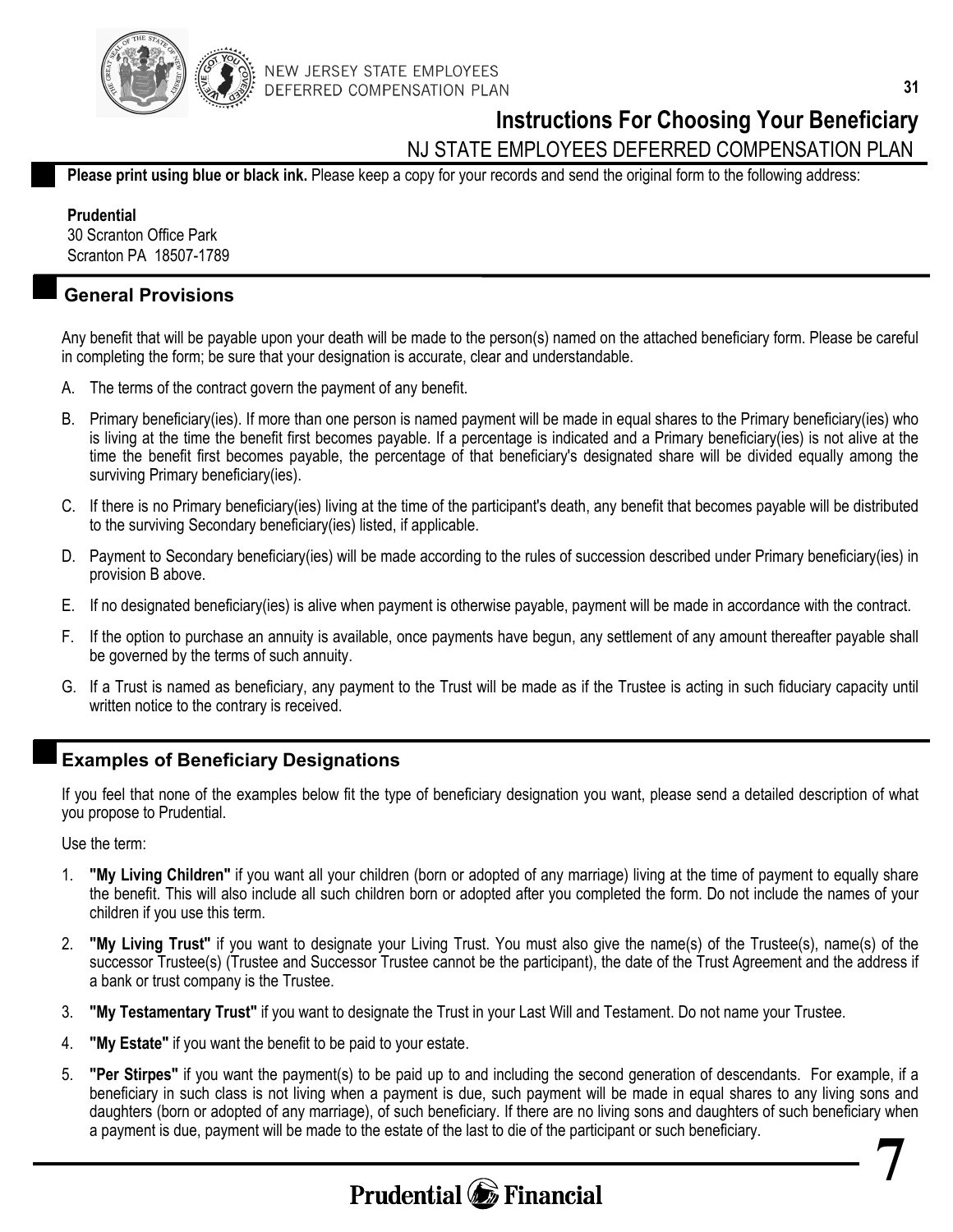NEW JERSEY STATE EMPLOYEES DEFERRED COMPENSATION PLAN

# Instructions For Choosing Your Beneficiary

## NJ STATE EMPLOYEES DEFERRED COMPENSATION PLAN

**Please print using blue or black ink.** Please keep a copy for your records and send the original form to the following address:

**Prudential**
30 Scranton Office Park
Scranton PA 18507-1789

## General Provisions

Any benefit that will be payable upon your death will be made to the person(s) named on the attached beneficiary form. Please be careful in completing the form; be sure that your designation is accurate, clear and understandable.

A. The terms of the contract govern the payment of any benefit.

B. Primary beneficiary(ies). If more than one person is named payment will be made in equal shares to the Primary beneficiary(ies) who is living at the time the benefit first becomes payable. If a percentage is indicated and a Primary beneficiary(ies) is not alive at the time the benefit first becomes payable, the percentage of that beneficiary's designated share will be divided equally among the surviving Primary beneficiary(ies).

C. If there is no Primary beneficiary(ies) living at the time of the participant's death, any benefit that becomes payable will be distributed to the surviving Secondary beneficiary(ies) listed, if applicable.

D. Payment to Secondary beneficiary(ies) will be made according to the rules of succession described under Primary beneficiary(ies) in provision B above.

E. If no designated beneficiary(ies) is alive when payment is otherwise payable, payment will be made in accordance with the contract.

F. If the option to purchase an annuity is available, once payments have begun, any settlement of any amount thereafter payable shall be governed by the terms of such annuity.

G. If a Trust is named as beneficiary, any payment to the Trust will be made as if the Trustee is acting in such fiduciary capacity until written notice to the contrary is received.

## Examples of Beneficiary Designations

If you feel that none of the examples below fit the type of beneficiary designation you want, please send a detailed description of what you propose to Prudential.

Use the term:

1. **"My Living Children"** if you want all your children (born or adopted of any marriage) living at the time of payment to equally share the benefit. This will also include all such children born or adopted after you completed the form. Do not include the names of your children if you use this term.
2. **"My Living Trust"** if you want to designate your Living Trust. You must also give the name(s) of the Trustee(s), name(s) of the successor Trustee(s) (Trustee and Successor Trustee cannot be the participant), the date of the Trust Agreement and the address if a bank or trust company is the Trustee.
3. **"My Testamentary Trust"** if you want to designate the Trust in your Last Will and Testament. Do not name your Trustee.
4. **"My Estate"** if you want the benefit to be paid to your estate.
5. **"Per Stirpes"** if you want the payment(s) to be paid up to and including the second generation of descendants. For example, if a beneficiary in such class is not living when a payment is due, such payment will be made in equal shares to any living sons and daughters (born or adopted of any marriage), of such beneficiary. If there are no living sons and daughters of such beneficiary when a payment is due, payment will be made to the estate of the last to die of the participant or such beneficiary.

Prudential Financial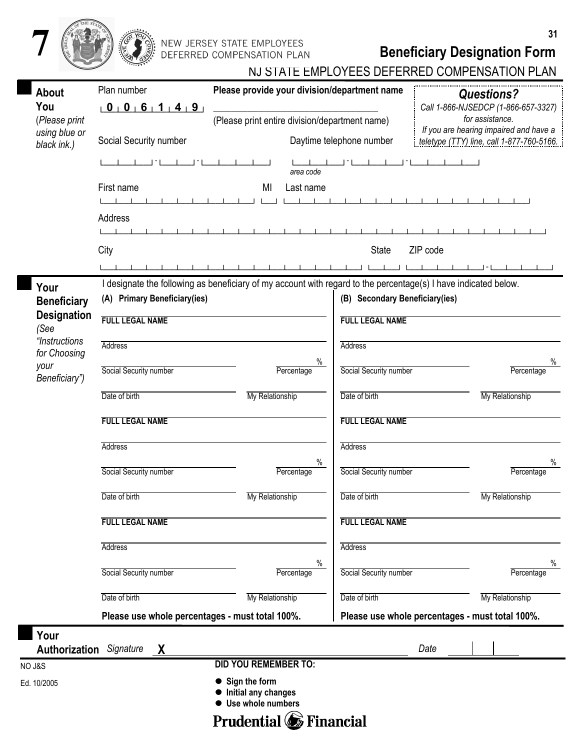7

NEW JERSEY STATE EMPLOYEES DEFERRED COMPENSATION PLAN

# Beneficiary Design­ation Form

NJ STATE EMPLOYEES DEFERRED COMPENSATION PLAN

**Questions?**
*Call 1-866-NJSEDCP (1-866-657-3327) for assistance.*
*If you are hearing impaired and have a teletype (TTY) line, call 1-877-760-5166.*

## About You
*(Please print using blue or black ink.)*

Plan number: 0 0 6 1 4 9

**Please provide your division/department name**
_______________________________
(Please print entire division/department name)

Social Security number: ___ - __ - ____

Daytime telephone number: ___ - ___ - ____ (area code)

First name ______ MI ___ Last name ______

Address ______

City ______ State ___ ZIP code _____ - ____

## Your Beneficiary Designation
*(See "Instructions for Choosing your Beneficiary")*

I designate the following as beneficiary of my account with regard to the percentage(s) I have indicated below.

| (A) Primary Beneficiary(ies) | | (B) Secondary Beneficiary(ies) | |
|---|---|---|---|
| **FULL LEGAL NAME** | | **FULL LEGAL NAME** | |
| Address | | Address | |
| Social Security number | ____% Percentage | Social Security number | ____% Percentage |
| Date of birth | My Relationship | Date of birth | My Relationship |
| **FULL LEGAL NAME** | | **FULL LEGAL NAME** | |
| Address | | Address | |
| Social Security number | ____% Percentage | Social Security number | ____% Percentage |
| Date of birth | My Relationship | Date of birth | My Relationship |
| **FULL LEGAL NAME** | | **FULL LEGAL NAME** | |
| Address | | Address | |
| Social Security number | ____% Percentage | Social Security number | ____% Percentage |
| Date of birth | My Relationship | Date of birth | My Relationship |
| **Please use whole percentages - must total 100%.** | | **Please use whole percentages - must total 100%.** | |

## Your Authorization

*Signature* **X** ______________________ Date ___ / ___ / ___

NO J&S

Ed. 10/2005

**DID YOU REMEMBER TO:**

- **Sign the form**
- **Initial any changes**
- **Use whole numbers**

**Prudential Financial**